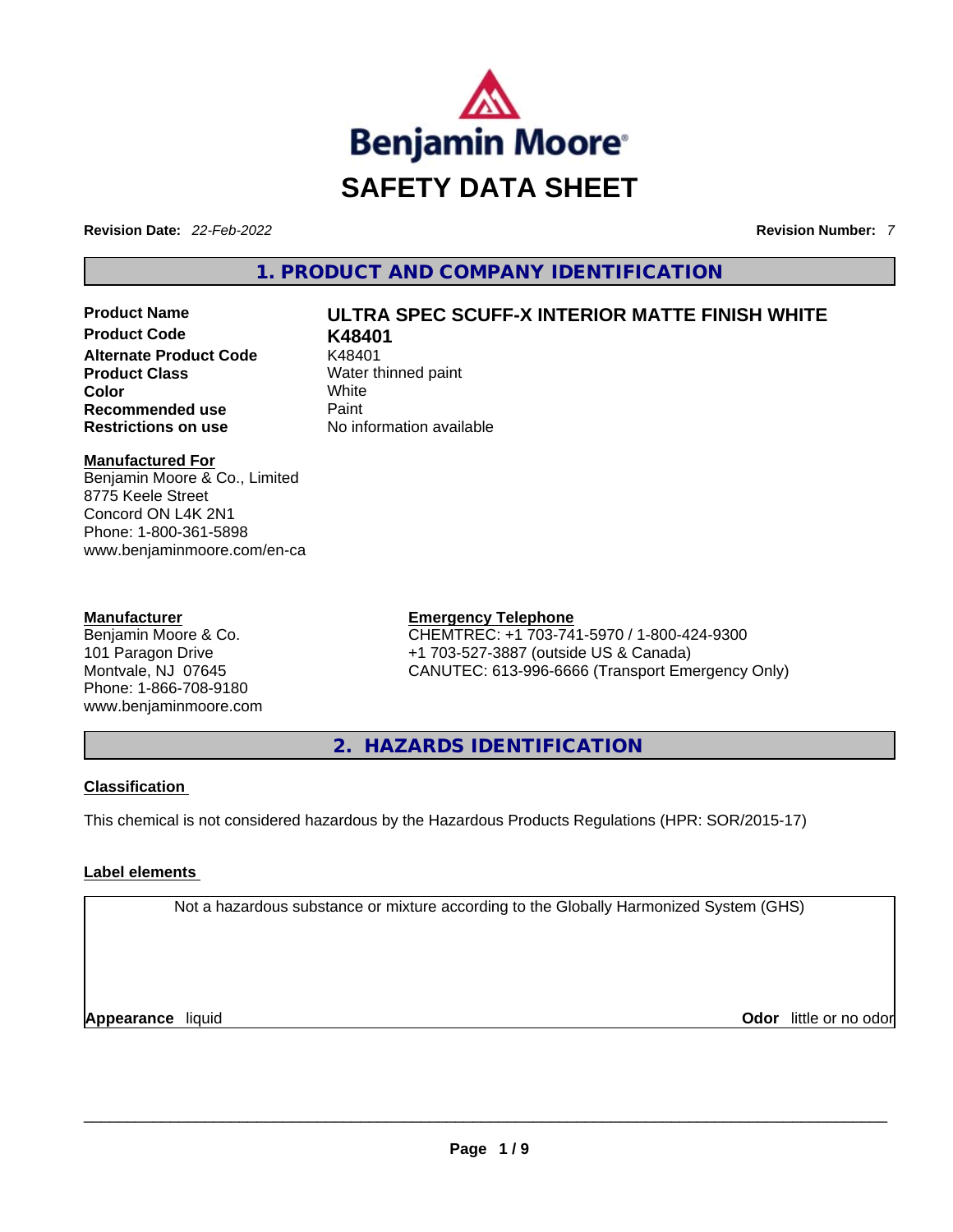# SAFETY DATA SHEET

**Revision Date:** *22-Feb-2022* **Revision Number:** *7*

## 1. PRODUCT AND COMPANY IDENTIFICATION

| | |
|---|---|
| **Product Name** | **ULTRA SPEC SCUFF-X INTERIOR MATTE FINISH WHITE** |
| **Product Code** | **K48401** |
| **Alternate Product Code** | K48401 |
| **Product Class** | Water thinned paint |
| **Color** | White |
| **Recommended use** | Paint |
| **Restrictions on use** | No information available |

**Manufactured For**
Benjamin Moore & Co., Limited
8775 Keele Street
Concord ON L4K 2N1
Phone: 1-800-361-5898
www.benjaminmoore.com/en-ca

**Manufacturer**
Benjamin Moore & Co.
101 Paragon Drive
Montvale, NJ 07645
Phone: 1-866-708-9180
www.benjaminmoore.com

**Emergency Telephone**
CHEMTREC: +1 703-741-5970 / 1-800-424-9300
+1 703-527-3887 (outside US & Canada)
CANUTEC: 613-996-6666 (Transport Emergency Only)

## 2. HAZARDS IDENTIFICATION

**Classification**

This chemical is not considered hazardous by the Hazardous Products Regulations (HPR: SOR/2015-17)

**Label elements**

Not a hazardous substance or mixture according to the Globally Harmonized System (GHS)

**Appearance** liquid **Odor** little or no odor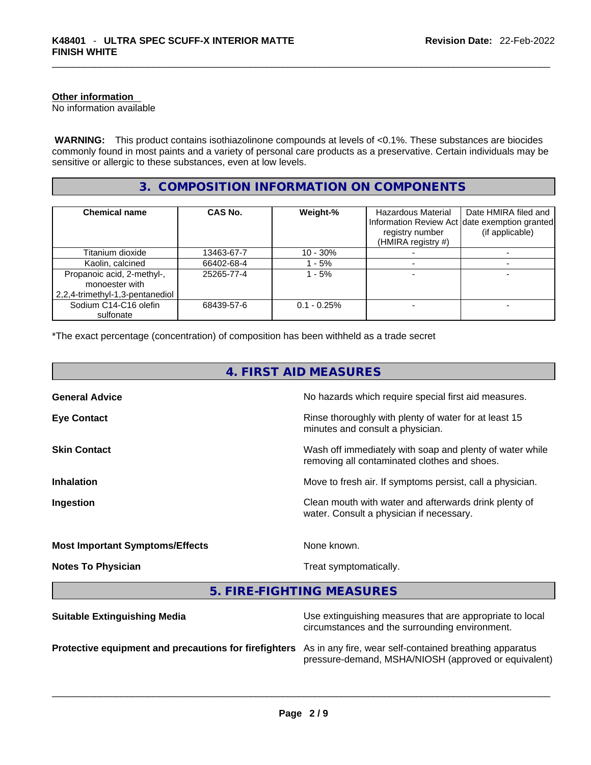**Other information**
No information available

**WARNING:** This product contains isothiazolinone compounds at levels of <0.1%. These substances are biocides commonly found in most paints and a variety of personal care products as a preservative. Certain individuals may be sensitive or allergic to these substances, even at low levels.

## 3. COMPOSITION INFORMATION ON COMPONENTS

| Chemical name | CAS No. | Weight-% | Hazardous Material Information Review Act registry number (HMIRA registry #) | Date HMIRA filed and date exemption granted (if applicable) |
|---|---|---|---|---|
| Titanium dioxide | 13463-67-7 | 10 - 30% | - | - |
| Kaolin, calcined | 66402-68-4 | 1 - 5% | - | - |
| Propanoic acid, 2-methyl-, monoester with 2,2,4-trimethyl-1,3-pentanediol | 25265-77-4 | 1 - 5% | - | - |
| Sodium C14-C16 olefin sulfonate | 68439-57-6 | 0.1 - 0.25% | - | - |

*The exact percentage (concentration) of composition has been withheld as a trade secret

## 4. FIRST AID MEASURES

**General Advice** No hazards which require special first aid measures.

**Eye Contact** Rinse thoroughly with plenty of water for at least 15 minutes and consult a physician.

**Skin Contact** Wash off immediately with soap and plenty of water while removing all contaminated clothes and shoes.

**Inhalation** Move to fresh air. If symptoms persist, call a physician.

**Ingestion** Clean mouth with water and afterwards drink plenty of water. Consult a physician if necessary.

**Most Important Symptoms/Effects** None known.

**Notes To Physician** Treat symptomatically.

## 5. FIRE-FIGHTING MEASURES

**Suitable Extinguishing Media** Use extinguishing measures that are appropriate to local circumstances and the surrounding environment.

**Protective equipment and precautions for firefighters** As in any fire, wear self-contained breathing apparatus pressure-demand, MSHA/NIOSH (approved or equivalent)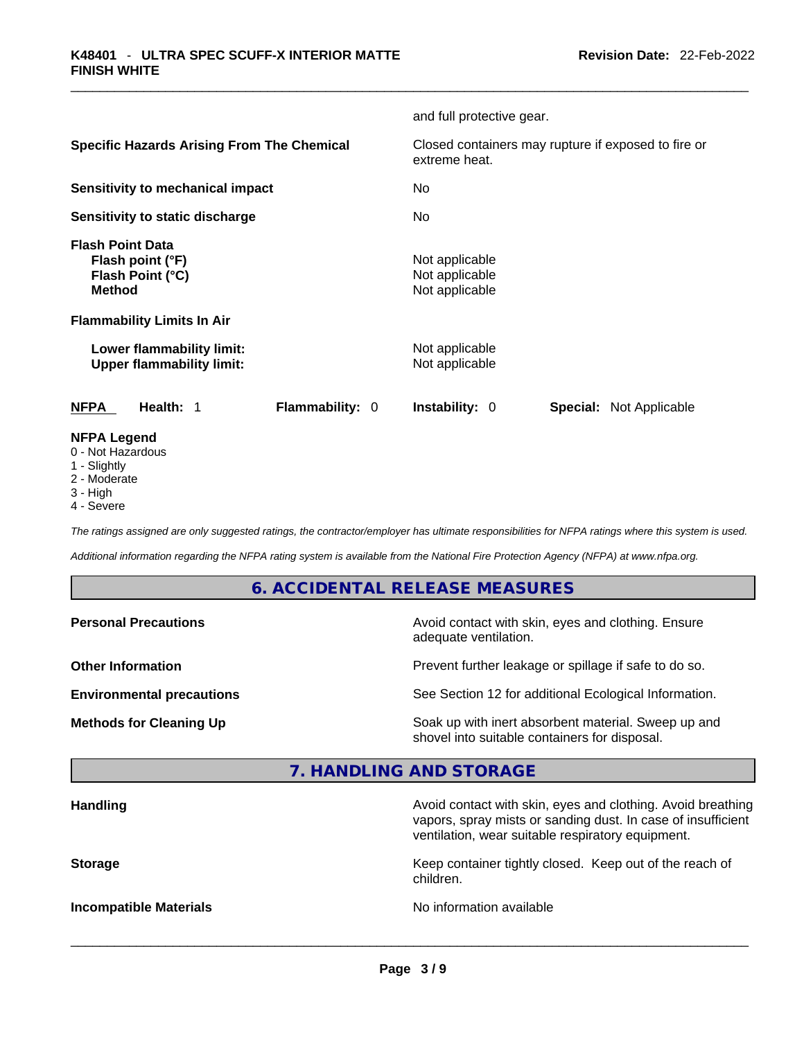and full protective gear.

| | |
|---|---|
| **Specific Hazards Arising From The Chemical** | Closed containers may rupture if exposed to fire or extreme heat. |
| **Sensitivity to mechanical impact** | No |
| **Sensitivity to static discharge** | No |

**Flash Point Data**

| | |
|---|---|
| **Flash point (°F)** | Not applicable |
| **Flash Point (°C)** | Not applicable |
| **Method** | Not applicable |

**Flammability Limits In Air**

| | |
|---|---|
| **Lower flammability limit:** | Not applicable |
| **Upper flammability limit:** | Not applicable |

| **NFPA** | **Health:** 1 | **Flammability:** 0 | **Instability:** 0 | **Special:** Not Applicable |
|---|---|---|---|---|

**NFPA Legend**
- 0 - Not Hazardous
- 1 - Slightly
- 2 - Moderate
- 3 - High
- 4 - Severe

*The ratings assigned are only suggested ratings, the contractor/employer has ultimate responsibilities for NFPA ratings where this system is used.*

*Additional information regarding the NFPA rating system is available from the National Fire Protection Agency (NFPA) at www.nfpa.org.*

## 6. ACCIDENTAL RELEASE MEASURES

| | |
|---|---|
| **Personal Precautions** | Avoid contact with skin, eyes and clothing. Ensure adequate ventilation. |
| **Other Information** | Prevent further leakage or spillage if safe to do so. |
| **Environmental precautions** | See Section 12 for additional Ecological Information. |
| **Methods for Cleaning Up** | Soak up with inert absorbent material. Sweep up and shovel into suitable containers for disposal. |

## 7. HANDLING AND STORAGE

| | |
|---|---|
| **Handling** | Avoid contact with skin, eyes and clothing. Avoid breathing vapors, spray mists or sanding dust. In case of insufficient ventilation, wear suitable respiratory equipment. |
| **Storage** | Keep container tightly closed. Keep out of the reach of children. |
| **Incompatible Materials** | No information available |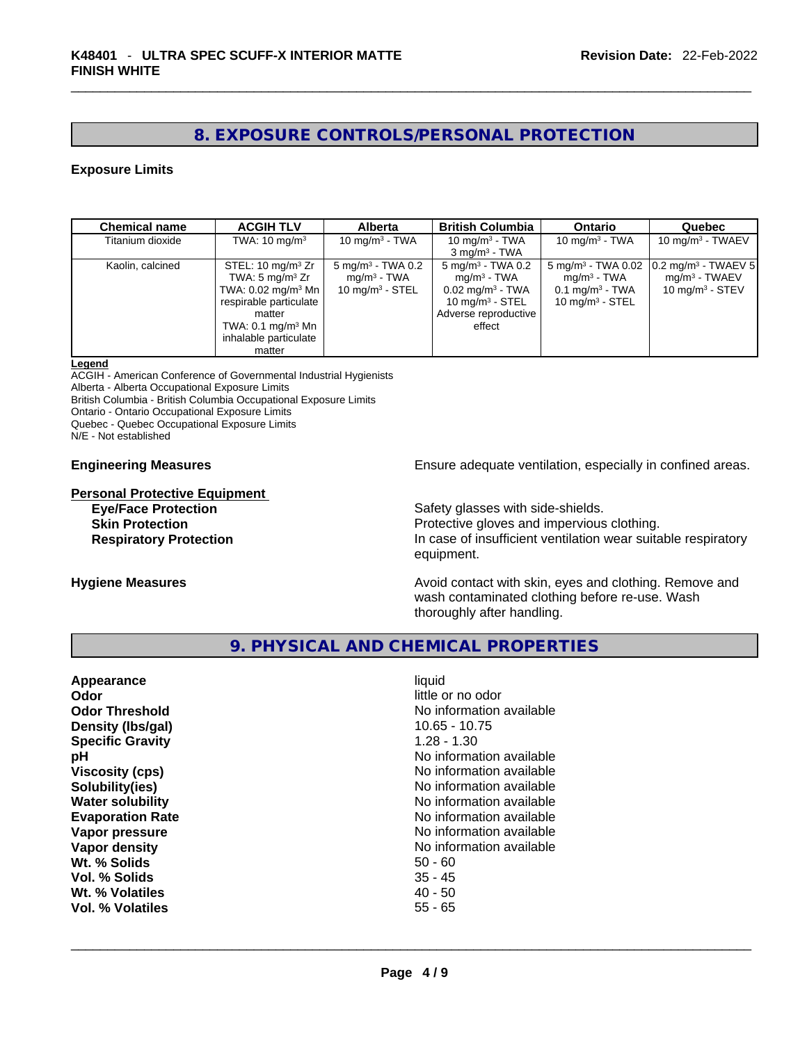## 8. EXPOSURE CONTROLS/PERSONAL PROTECTION

**Exposure Limits**

| Chemical name | ACGIH TLV | Alberta | British Columbia | Ontario | Quebec |
|---|---|---|---|---|---|
| Titanium dioxide | TWA: 10 mg/m³ | 10 mg/m³ - TWA | 10 mg/m³ - TWA<br>3 mg/m³ - TWA | 10 mg/m³ - TWA | 10 mg/m³ - TWAEV |
| Kaolin, calcined | STEL: 10 mg/m³ Zr<br>TWA: 5 mg/m³ Zr<br>TWA: 0.02 mg/m³ Mn respirable particulate matter<br>TWA: 0.1 mg/m³ Mn inhalable particulate matter | 5 mg/m³ - TWA 0.2 mg/m³ - TWA<br>10 mg/m³ - STEL | 5 mg/m³ - TWA 0.2 mg/m³ - TWA<br>0.02 mg/m³ - TWA<br>10 mg/m³ - STEL<br>Adverse reproductive effect | 5 mg/m³ - TWA 0.02 mg/m³ - TWA<br>0.1 mg/m³ - TWA<br>10 mg/m³ - STEL | 0.2 mg/m³ - TWAEV 5 mg/m³ - TWAEV<br>10 mg/m³ - STEV |

**Legend**
ACGIH - American Conference of Governmental Industrial Hygienists
Alberta - Alberta Occupational Exposure Limits
British Columbia - British Columbia Occupational Exposure Limits
Ontario - Ontario Occupational Exposure Limits
Quebec - Quebec Occupational Exposure Limits
N/E - Not established

**Engineering Measures** Ensure adequate ventilation, especially in confined areas.

**Personal Protective Equipment**

**Eye/Face Protection** Safety glasses with side-shields.

**Skin Protection** Protective gloves and impervious clothing.

**Respiratory Protection** In case of insufficient ventilation wear suitable respiratory equipment.

**Hygiene Measures** Avoid contact with skin, eyes and clothing. Remove and wash contaminated clothing before re-use. Wash thoroughly after handling.

## 9. PHYSICAL AND CHEMICAL PROPERTIES

| | |
|---|---|
| **Appearance** | liquid |
| **Odor** | little or no odor |
| **Odor Threshold** | No information available |
| **Density (lbs/gal)** | 10.65 - 10.75 |
| **Specific Gravity** | 1.28 - 1.30 |
| **pH** | No information available |
| **Viscosity (cps)** | No information available |
| **Solubility(ies)** | No information available |
| **Water solubility** | No information available |
| **Evaporation Rate** | No information available |
| **Vapor pressure** | No information available |
| **Vapor density** | No information available |
| **Wt. % Solids** | 50 - 60 |
| **Vol. % Solids** | 35 - 45 |
| **Wt. % Volatiles** | 40 - 50 |
| **Vol. % Volatiles** | 55 - 65 |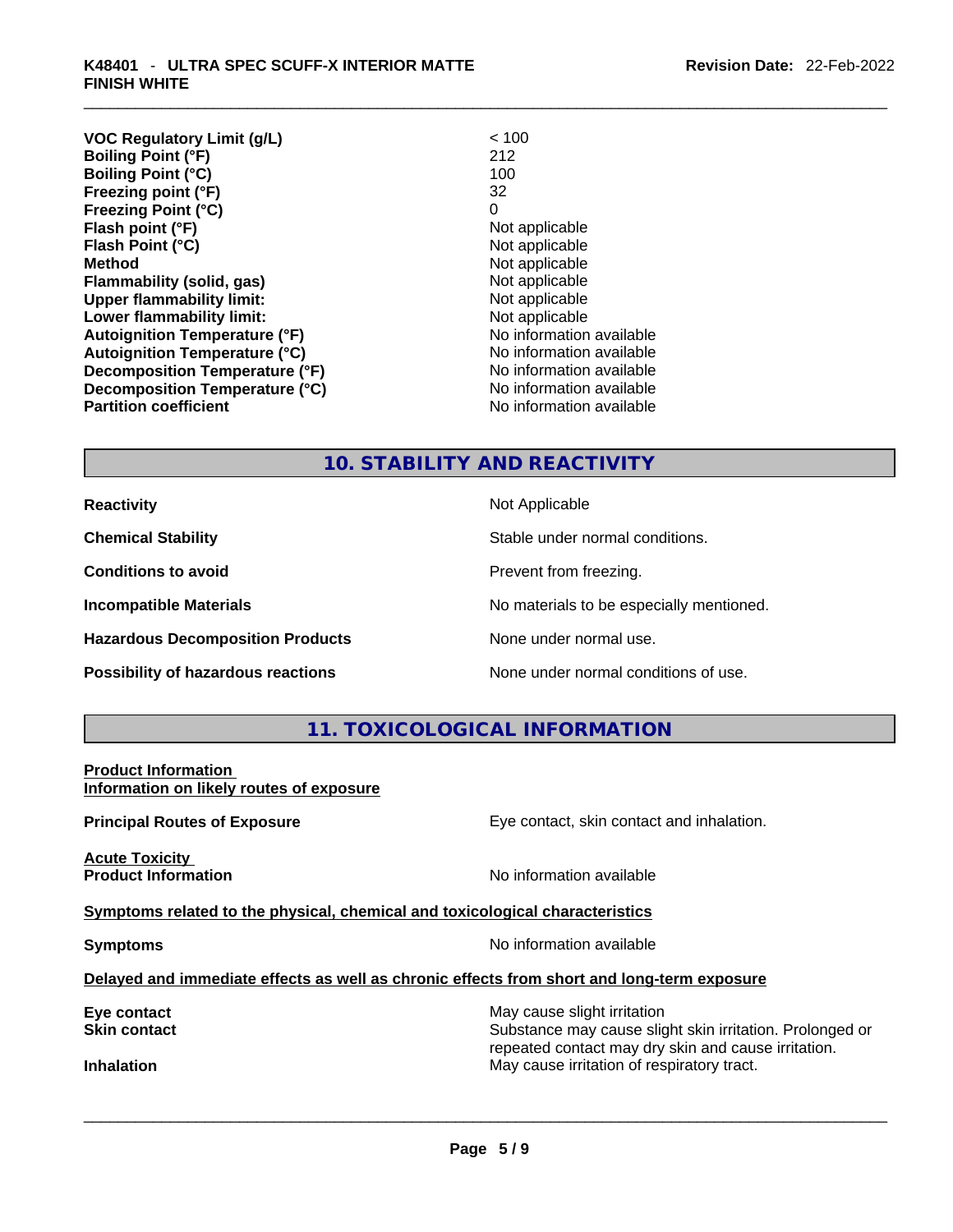| | |
|---|---|
| **VOC Regulatory Limit (g/L)** | < 100 |
| **Boiling Point (°F)** | 212 |
| **Boiling Point (°C)** | 100 |
| **Freezing point (°F)** | 32 |
| **Freezing Point (°C)** | 0 |
| **Flash point (°F)** | Not applicable |
| **Flash Point (°C)** | Not applicable |
| **Method** | Not applicable |
| **Flammability (solid, gas)** | Not applicable |
| **Upper flammability limit:** | Not applicable |
| **Lower flammability limit:** | Not applicable |
| **Autoignition Temperature (°F)** | No information available |
| **Autoignition Temperature (°C)** | No information available |
| **Decomposition Temperature (°F)** | No information available |
| **Decomposition Temperature (°C)** | No information available |
| **Partition coefficient** | No information available |

## 10. STABILITY AND REACTIVITY

| | |
|---|---|
| **Reactivity** | Not Applicable |
| **Chemical Stability** | Stable under normal conditions. |
| **Conditions to avoid** | Prevent from freezing. |
| **Incompatible Materials** | No materials to be especially mentioned. |
| **Hazardous Decomposition Products** | None under normal use. |
| **Possibility of hazardous reactions** | None under normal conditions of use. |

## 11. TOXICOLOGICAL INFORMATION

**Product Information**
**Information on likely routes of exposure**

**Principal Routes of Exposure** — Eye contact, skin contact and inhalation.

**Acute Toxicity**
**Product Information** — No information available

**Symptoms related to the physical, chemical and toxicological characteristics**

**Symptoms** — No information available

**Delayed and immediate effects as well as chronic effects from short and long-term exposure**

| | |
|---|---|
| **Eye contact** | May cause slight irritation |
| **Skin contact** | Substance may cause slight skin irritation. Prolonged or repeated contact may dry skin and cause irritation. |
| **Inhalation** | May cause irritation of respiratory tract. |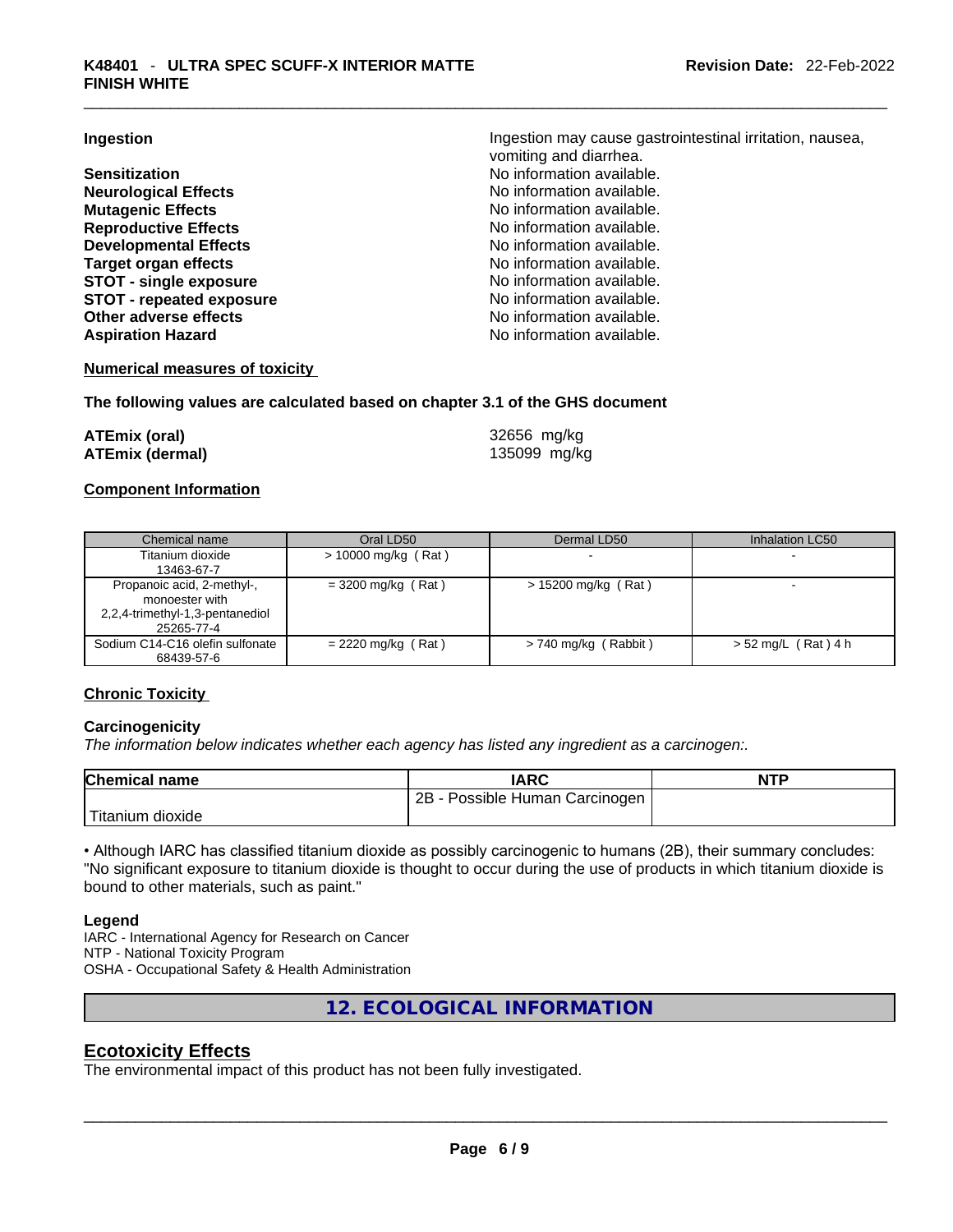| | |
|---|---|
| **Ingestion** | Ingestion may cause gastrointestinal irritation, nausea, vomiting and diarrhea. |
| **Sensitization** | No information available. |
| **Neurological Effects** | No information available. |
| **Mutagenic Effects** | No information available. |
| **Reproductive Effects** | No information available. |
| **Developmental Effects** | No information available. |
| **Target organ effects** | No information available. |
| **STOT - single exposure** | No information available. |
| **STOT - repeated exposure** | No information available. |
| **Other adverse effects** | No information available. |
| **Aspiration Hazard** | No information available. |

**Numerical measures of toxicity**

**The following values are calculated based on chapter 3.1 of the GHS document**

| | |
|---|---|
| **ATEmix (oral)** | 32656 mg/kg |
| **ATEmix (dermal)** | 135099 mg/kg |

**Component Information**

| Chemical name | Oral LD50 | Dermal LD50 | Inhalation LC50 |
|---|---|---|---|
| Titanium dioxide<br>13463-67-7 | > 10000 mg/kg ( Rat ) | - | - |
| Propanoic acid, 2-methyl-, monoester with 2,2,4-trimethyl-1,3-pentanediol<br>25265-77-4 | = 3200 mg/kg ( Rat ) | > 15200 mg/kg ( Rat ) | - |
| Sodium C14-C16 olefin sulfonate<br>68439-57-6 | = 2220 mg/kg ( Rat ) | > 740 mg/kg ( Rabbit ) | > 52 mg/L ( Rat ) 4 h |

**Chronic Toxicity**

**Carcinogenicity**

*The information below indicates whether each agency has listed any ingredient as a carcinogen:.*

| Chemical name | IARC | NTP |
|---|---|---|
| Titanium dioxide | 2B - Possible Human Carcinogen | |

• Although IARC has classified titanium dioxide as possibly carcinogenic to humans (2B), their summary concludes: "No significant exposure to titanium dioxide is thought to occur during the use of products in which titanium dioxide is bound to other materials, such as paint."

**Legend**

IARC - International Agency for Research on Cancer
NTP - National Toxicity Program
OSHA - Occupational Safety & Health Administration

## 12. ECOLOGICAL INFORMATION

## Ecotoxicity Effects

The environmental impact of this product has not been fully investigated.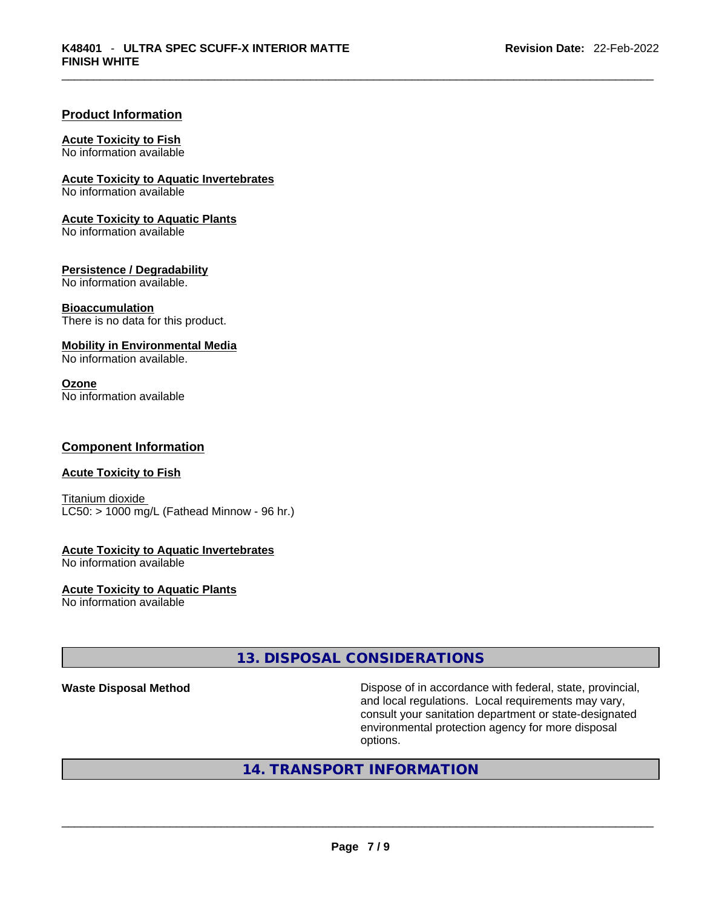## Product Information

**Acute Toxicity to Fish**
No information available

**Acute Toxicity to Aquatic Invertebrates**
No information available

**Acute Toxicity to Aquatic Plants**
No information available

**Persistence / Degradability**
No information available.

**Bioaccumulation**
There is no data for this product.

**Mobility in Environmental Media**
No information available.

**Ozone**
No information available

## Component Information

**Acute Toxicity to Fish**

Titanium dioxide
LC50: > 1000 mg/L (Fathead Minnow - 96 hr.)

**Acute Toxicity to Aquatic Invertebrates**
No information available

**Acute Toxicity to Aquatic Plants**
No information available

## 13. DISPOSAL CONSIDERATIONS

**Waste Disposal Method** Dispose of in accordance with federal, state, provincial, and local regulations. Local requirements may vary, consult your sanitation department or state-designated environmental protection agency for more disposal options.

## 14. TRANSPORT INFORMATION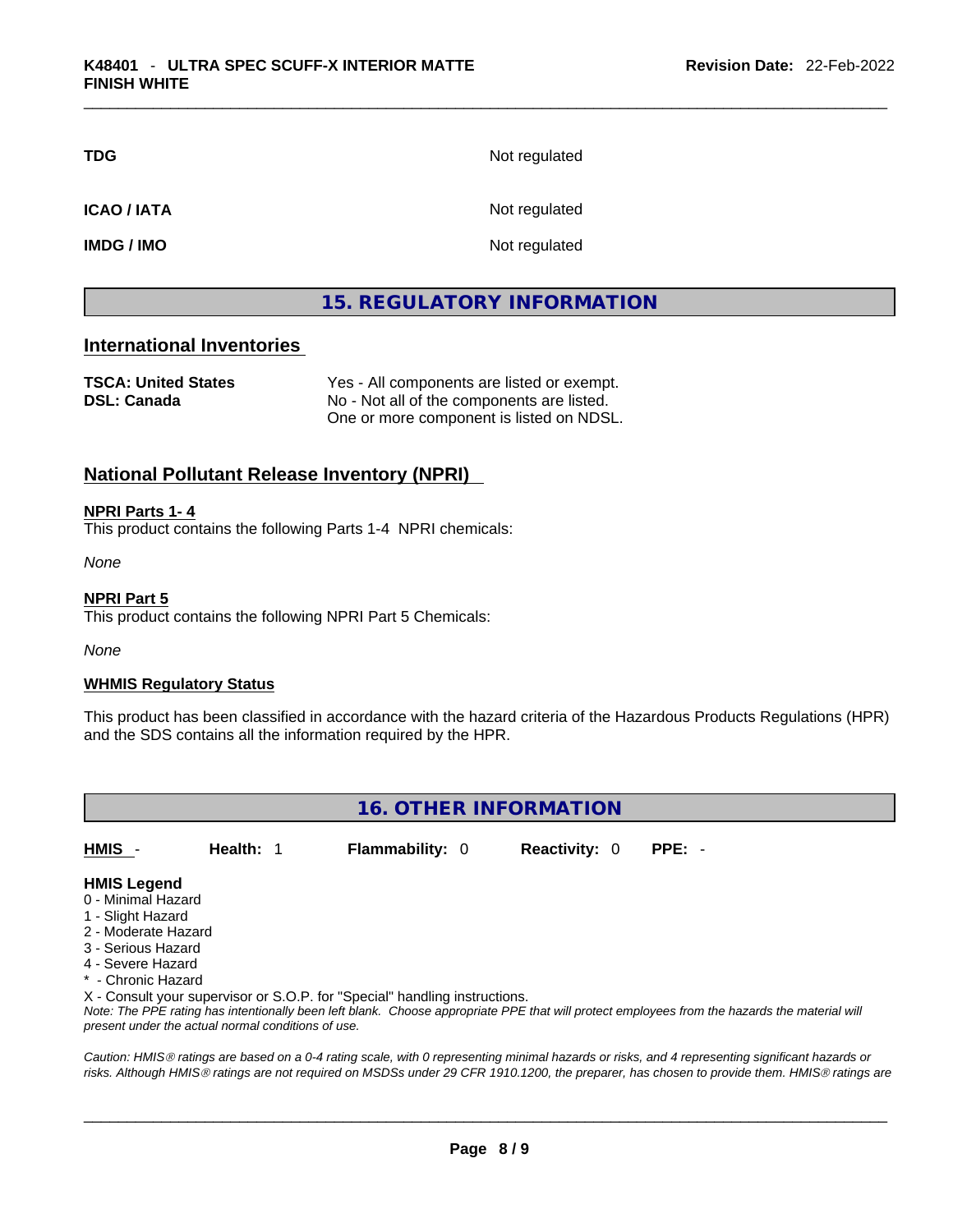| | |
|---|---|
| **TDG** | Not regulated |
| **ICAO / IATA** | Not regulated |
| **IMDG / IMO** | Not regulated |

## 15. REGULATORY INFORMATION

### International Inventories

| | |
|---|---|
| **TSCA: United States** | Yes - All components are listed or exempt. |
| **DSL: Canada** | No - Not all of the components are listed.<br>One or more component is listed on NDSL. |

### National Pollutant Release Inventory (NPRI)

**NPRI Parts 1- 4**
This product contains the following Parts 1-4 NPRI chemicals:

*None*

**NPRI Part 5**
This product contains the following NPRI Part 5 Chemicals:

*None*

**WHMIS Regulatory Status**

This product has been classified in accordance with the hazard criteria of the Hazardous Products Regulations (HPR) and the SDS contains all the information required by the HPR.

## 16. OTHER INFORMATION

**HMIS** - **Health:** 1 **Flammability:** 0 **Reactivity:** 0 **PPE:** -

**HMIS Legend**
0 - Minimal Hazard
1 - Slight Hazard
2 - Moderate Hazard
3 - Serious Hazard
4 - Severe Hazard
* - Chronic Hazard
X - Consult your supervisor or S.O.P. for "Special" handling instructions.
*Note: The PPE rating has intentionally been left blank. Choose appropriate PPE that will protect employees from the hazards the material will present under the actual normal conditions of use.*

*Caution: HMIS® ratings are based on a 0-4 rating scale, with 0 representing minimal hazards or risks, and 4 representing significant hazards or risks. Although HMIS® ratings are not required on MSDSs under 29 CFR 1910.1200, the preparer, has chosen to provide them. HMIS® ratings are*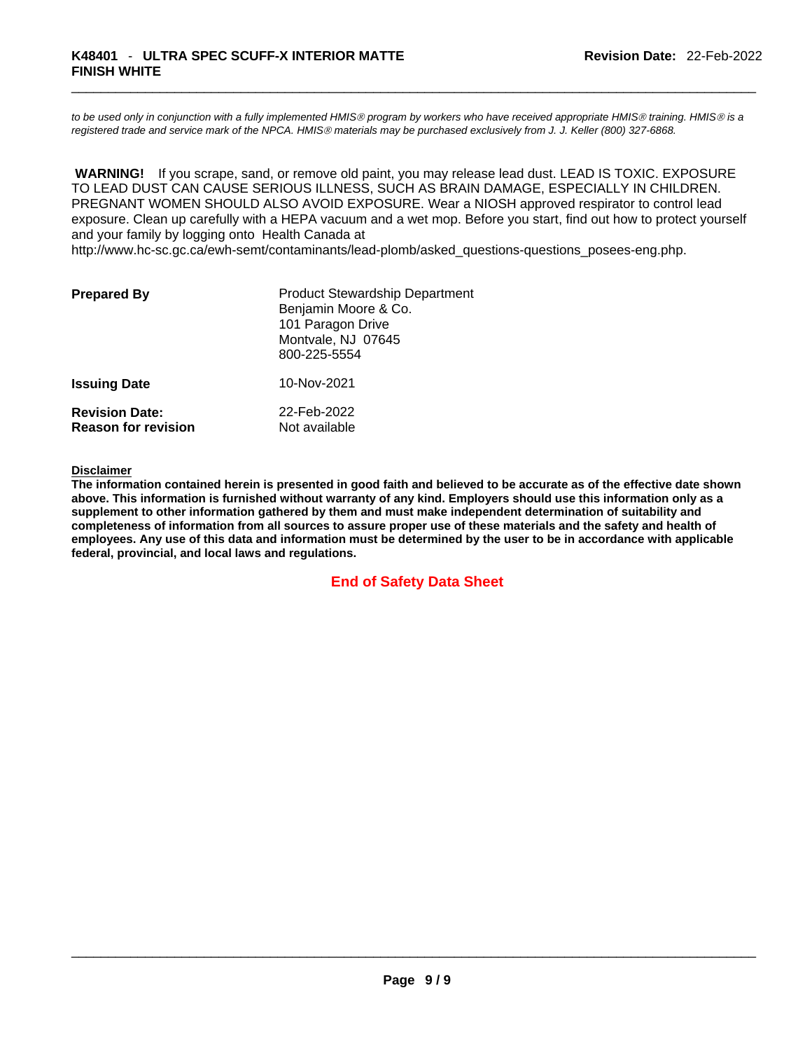*to be used only in conjunction with a fully implemented HMIS® program by workers who have received appropriate HMIS® training. HMIS® is a registered trade and service mark of the NPCA. HMIS® materials may be purchased exclusively from J. J. Keller (800) 327-6868.*

**WARNING!** If you scrape, sand, or remove old paint, you may release lead dust. LEAD IS TOXIC. EXPOSURE TO LEAD DUST CAN CAUSE SERIOUS ILLNESS, SUCH AS BRAIN DAMAGE, ESPECIALLY IN CHILDREN. PREGNANT WOMEN SHOULD ALSO AVOID EXPOSURE. Wear a NIOSH approved respirator to control lead exposure. Clean up carefully with a HEPA vacuum and a wet mop. Before you start, find out how to protect yourself and your family by logging onto Health Canada at http://www.hc-sc.gc.ca/ewh-semt/contaminants/lead-plomb/asked_questions-questions_posees-eng.php.

| | |
|---|---|
| **Prepared By** | Product Stewardship Department<br>Benjamin Moore & Co.<br>101 Paragon Drive<br>Montvale, NJ 07645<br>800-225-5554 |
| **Issuing Date** | 10-Nov-2021 |
| **Revision Date:** | 22-Feb-2022 |
| **Reason for revision** | Not available |

**Disclaimer**

**The information contained herein is presented in good faith and believed to be accurate as of the effective date shown above. This information is furnished without warranty of any kind. Employers should use this information only as a supplement to other information gathered by them and must make independent determination of suitability and completeness of information from all sources to assure proper use of these materials and the safety and health of employees. Any use of this data and information must be determined by the user to be in accordance with applicable federal, provincial, and local laws and regulations.**

**End of Safety Data Sheet**